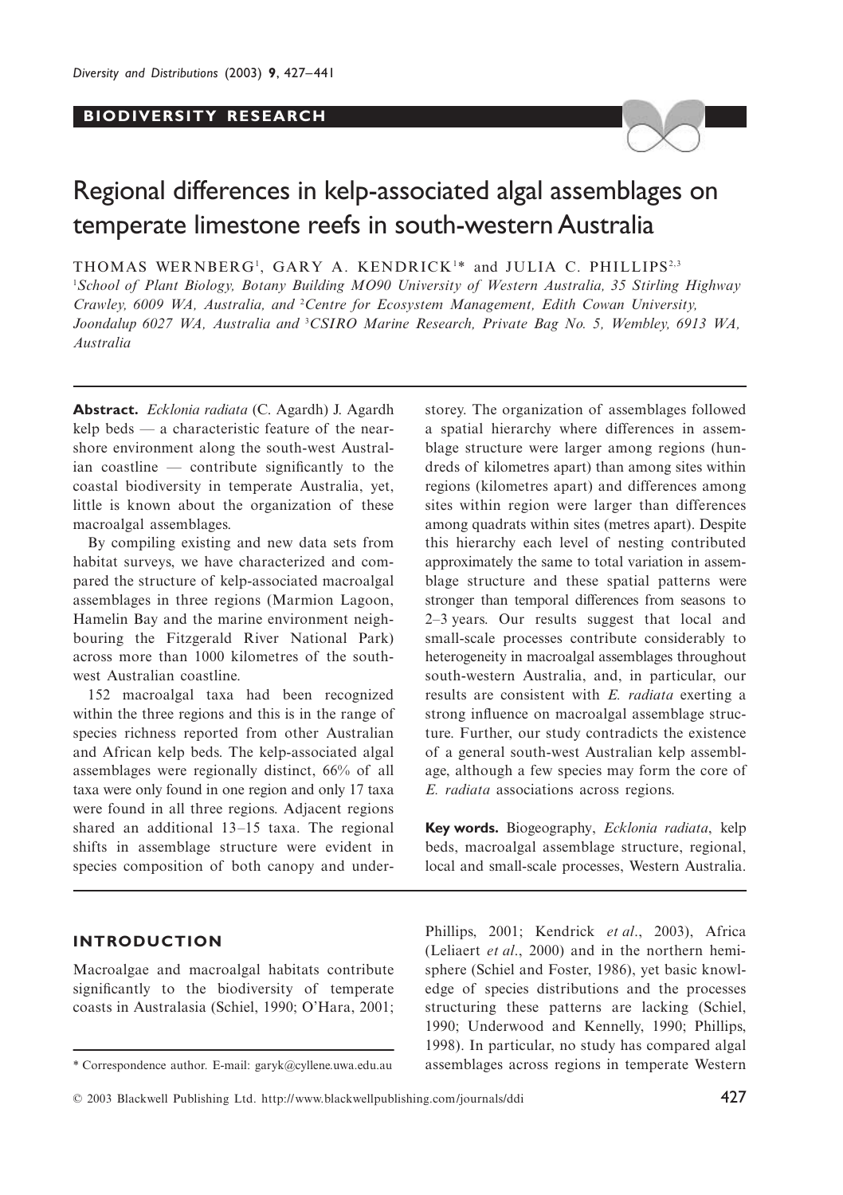**BIODIVERSITY RESEARCH**

# Regional differences in kelp-associated algal assemblages on temperate limestone reefs in south-western Australia

THOMAS WERNBERG[1], GARY A. KENDRICK[1]* and JULIA C. PHILLIPS[2,3]

[1]*School of Plant Biology, Botany Building MO90 University of Western Australia, 35 Stirling Highway Crawley, 6009 WA, Australia, and* [2]*Centre for Ecosystem Management, Edith Cowan University, Joondalup 6027 WA, Australia and* [3]*CSIRO Marine Research, Private Bag No. 5, Wembley, 6913 WA, Australia*

**Abstract.** *Ecklonia radiata* (C. Agardh) J. Agardh kelp beds — a characteristic feature of the near-shore environment along the south-west Australian coastline — contribute significantly to the coastal biodiversity in temperate Australia, yet, little is known about the organization of these macroalgal assemblages.

By compiling existing and new data sets from habitat surveys, we have characterized and compared the structure of kelp-associated macroalgal assemblages in three regions (Marmion Lagoon, Hamelin Bay and the marine environment neighbouring the Fitzgerald River National Park) across more than 1000 kilometres of the south-west Australian coastline.

152 macroalgal taxa had been recognized within the three regions and this is in the range of species richness reported from other Australian and African kelp beds. The kelp-associated algal assemblages were regionally distinct, 66% of all taxa were only found in one region and only 17 taxa were found in all three regions. Adjacent regions shared an additional 13–15 taxa. The regional shifts in assemblage structure were evident in species composition of both canopy and understorey. The organization of assemblages followed a spatial hierarchy where differences in assemblage structure were larger among regions (hundreds of kilometres apart) than among sites within regions (kilometres apart) and differences among sites within region were larger than differences among quadrats within sites (metres apart). Despite this hierarchy each level of nesting contributed approximately the same to total variation in assemblage structure and these spatial patterns were stronger than temporal differences from seasons to 2–3 years. Our results suggest that local and small-scale processes contribute considerably to heterogeneity in macroalgal assemblages throughout south-western Australia, and, in particular, our results are consistent with *E. radiata* exerting a strong influence on macroalgal assemblage structure. Further, our study contradicts the existence of a general south-west Australian kelp assemblage, although a few species may form the core of *E. radiata* associations across regions.

**Key words.** Biogeography, *Ecklonia radiata*, kelp beds, macroalgal assemblage structure, regional, local and small-scale processes, Western Australia.

## INTRODUCTION

Macroalgae and macroalgal habitats contribute significantly to the biodiversity of temperate coasts in Australasia (Schiel, 1990; O'Hara, 2001; Phillips, 2001; Kendrick *et al*., 2003), Africa (Leliaert *et al*., 2000) and in the northern hemisphere (Schiel and Foster, 1986), yet basic knowledge of species distributions and the processes structuring these patterns are lacking (Schiel, 1990; Underwood and Kennelly, 1990; Phillips, 1998). In particular, no study has compared algal assemblages across regions in temperate Western

\* Correspondence author. E-mail: garyk@cyllene.uwa.edu.au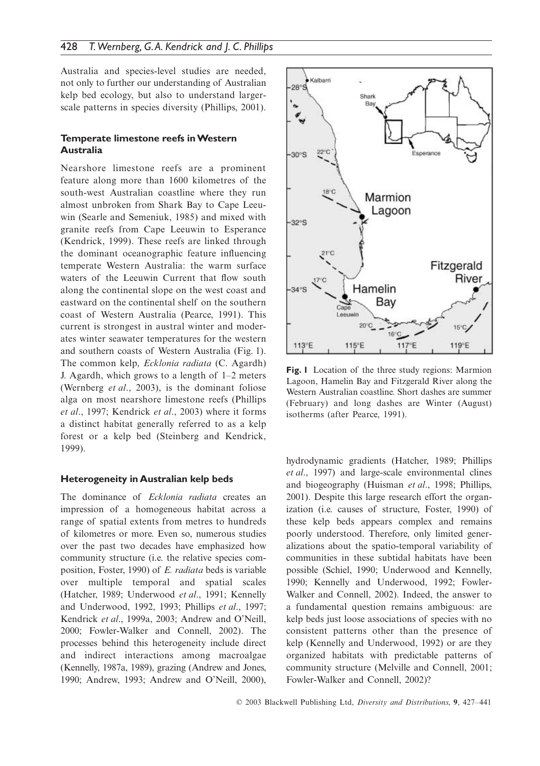Australia and species-level studies are needed, not only to further our understanding of Australian kelp bed ecology, but also to understand larger-scale patterns in species diversity (Phillips, 2001).

### Temperate limestone reefs in Western Australia

Nearshore limestone reefs are a prominent feature along more than 1600 kilometres of the south-west Australian coastline where they run almost unbroken from Shark Bay to Cape Leeuwin (Searle and Semeniuk, 1985) and mixed with granite reefs from Cape Leeuwin to Esperance (Kendrick, 1999). These reefs are linked through the dominant oceanographic feature influencing temperate Western Australia: the warm surface waters of the Leeuwin Current that flow south along the continental slope on the west coast and eastward on the continental shelf on the southern coast of Western Australia (Pearce, 1991). This current is strongest in austral winter and moderates winter seawater temperatures for the western and southern coasts of Western Australia (Fig. 1). The common kelp, *Ecklonia radiata* (C. Agardh) J. Agardh, which grows to a length of 1–2 meters (Wernberg *et al*., 2003), is the dominant foliose alga on most nearshore limestone reefs (Phillips *et al*., 1997; Kendrick *et al*., 2003) where it forms a distinct habitat generally referred to as a kelp forest or a kelp bed (Steinberg and Kendrick, 1999).

**Fig. 1** Location of the three study regions: Marmion Lagoon, Hamelin Bay and Fitzgerald River along the Western Australian coastline. Short dashes are summer (February) and long dashes are Winter (August) isotherms (after Pearce, 1991).

### Heterogeneity in Australian kelp beds

The dominance of *Ecklonia radiata* creates an impression of a homogeneous habitat across a range of spatial extents from metres to hundreds of kilometres or more. Even so, numerous studies over the past two decades have emphasized how community structure (i.e. the relative species composition, Foster, 1990) of *E. radiata* beds is variable over multiple temporal and spatial scales (Hatcher, 1989; Underwood *et al*., 1991; Kennelly and Underwood, 1992, 1993; Phillips *et al*., 1997; Kendrick *et al*., 1999a, 2003; Andrew and O'Neill, 2000; Fowler-Walker and Connell, 2002). The processes behind this heterogeneity include direct and indirect interactions among macroalgae (Kennelly, 1987a, 1989), grazing (Andrew and Jones, 1990; Andrew, 1993; Andrew and O'Neill, 2000), hydrodynamic gradients (Hatcher, 1989; Phillips *et al*., 1997) and large-scale environmental clines and biogeography (Huisman *et al*., 1998; Phillips, 2001). Despite this large research effort the organization (i.e. causes of structure, Foster, 1990) of these kelp beds appears complex and remains poorly understood. Therefore, only limited generalizations about the spatio-temporal variability of communities in these subtidal habitats have been possible (Schiel, 1990; Underwood and Kennelly, 1990; Kennelly and Underwood, 1992; Fowler-Walker and Connell, 2002). Indeed, the answer to a fundamental question remains ambiguous: are kelp beds just loose associations of species with no consistent patterns other than the presence of kelp (Kennelly and Underwood, 1992) or are they organized habitats with predictable patterns of community structure (Melville and Connell, 2001; Fowler-Walker and Connell, 2002)?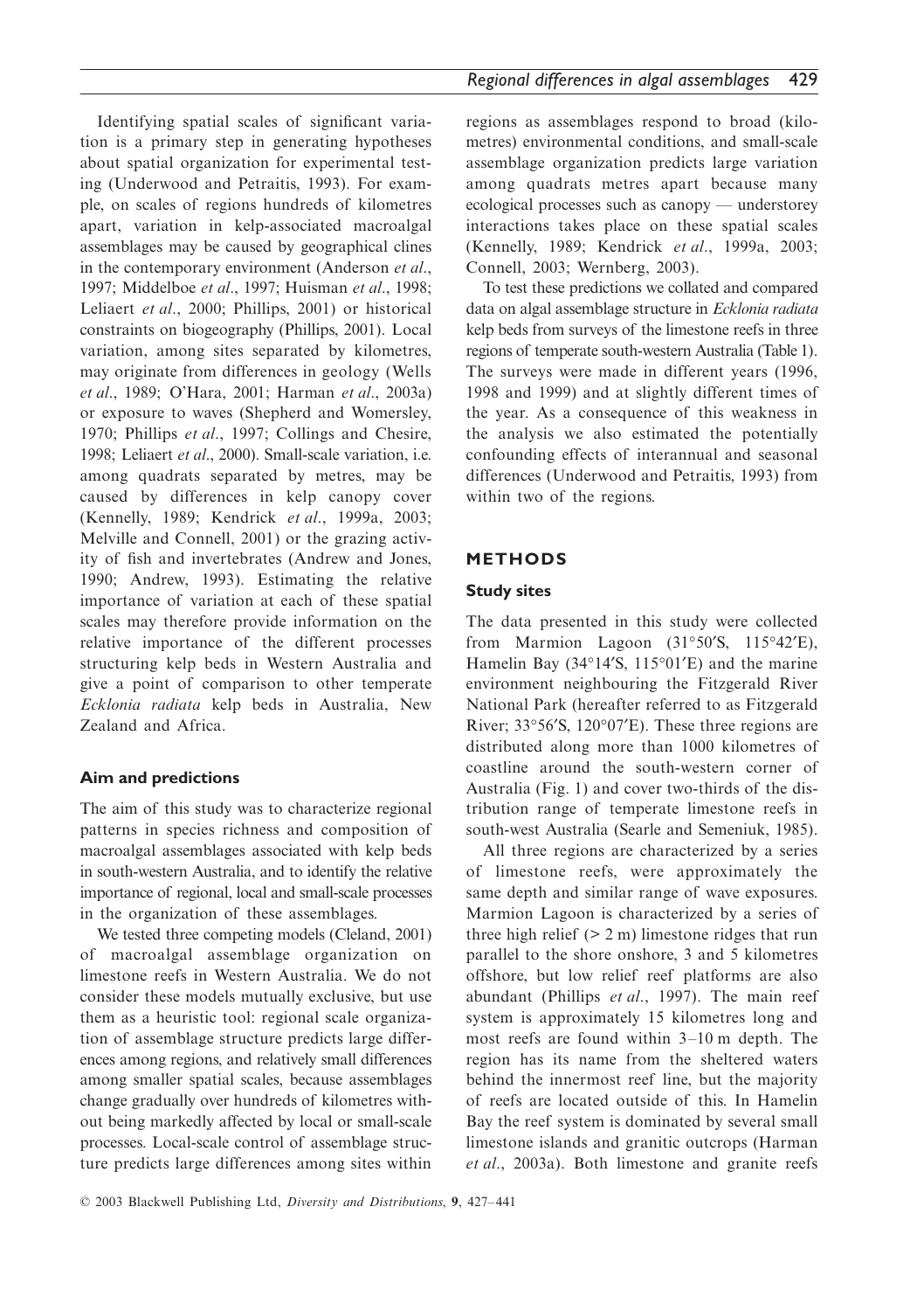Identifying spatial scales of significant variation is a primary step in generating hypotheses about spatial organization for experimental testing (Underwood and Petraitis, 1993). For example, on scales of regions hundreds of kilometres apart, variation in kelp-associated macroalgal assemblages may be caused by geographical clines in the contemporary environment (Anderson *et al*., 1997; Middelboe *et al*., 1997; Huisman *et al*., 1998; Leliaert *et al*., 2000; Phillips, 2001) or historical constraints on biogeography (Phillips, 2001). Local variation, among sites separated by kilometres, may originate from differences in geology (Wells *et al*., 1989; O'Hara, 2001; Harman *et al*., 2003a) or exposure to waves (Shepherd and Womersley, 1970; Phillips *et al*., 1997; Collings and Chesire, 1998; Leliaert *et al*., 2000). Small-scale variation, i.e. among quadrats separated by metres, may be caused by differences in kelp canopy cover (Kennelly, 1989; Kendrick *et al*., 1999a, 2003; Melville and Connell, 2001) or the grazing activity of fish and invertebrates (Andrew and Jones, 1990; Andrew, 1993). Estimating the relative importance of variation at each of these spatial scales may therefore provide information on the relative importance of the different processes structuring kelp beds in Western Australia and give a point of comparison to other temperate *Ecklonia radiata* kelp beds in Australia, New Zealand and Africa.

### Aim and predictions

The aim of this study was to characterize regional patterns in species richness and composition of macroalgal assemblages associated with kelp beds in south-western Australia, and to identify the relative importance of regional, local and small-scale processes in the organization of these assemblages.

We tested three competing models (Cleland, 2001) of macroalgal assemblage organization on limestone reefs in Western Australia. We do not consider these models mutually exclusive, but use them as a heuristic tool: regional scale organization of assemblage structure predicts large differences among regions, and relatively small differences among smaller spatial scales, because assemblages change gradually over hundreds of kilometres without being markedly affected by local or small-scale processes. Local-scale control of assemblage structure predicts large differences among sites within regions as assemblages respond to broad (kilometres) environmental conditions, and small-scale assemblage organization predicts large variation among quadrats metres apart because many ecological processes such as canopy — understorey interactions takes place on these spatial scales (Kennelly, 1989; Kendrick *et al*., 1999a, 2003; Connell, 2003; Wernberg, 2003).

To test these predictions we collated and compared data on algal assemblage structure in *Ecklonia radiata* kelp beds from surveys of the limestone reefs in three regions of temperate south-western Australia (Table 1). The surveys were made in different years (1996, 1998 and 1999) and at slightly different times of the year. As a consequence of this weakness in the analysis we also estimated the potentially confounding effects of interannual and seasonal differences (Underwood and Petraitis, 1993) from within two of the regions.

## METHODS

### Study sites

The data presented in this study were collected from Marmion Lagoon (31°50′S, 115°42′E), Hamelin Bay (34°14′S, 115°01′E) and the marine environment neighbouring the Fitzgerald River National Park (hereafter referred to as Fitzgerald River; 33°56′S, 120°07′E). These three regions are distributed along more than 1000 kilometres of coastline around the south-western corner of Australia (Fig. 1) and cover two-thirds of the distribution range of temperate limestone reefs in south-west Australia (Searle and Semeniuk, 1985).

All three regions are characterized by a series of limestone reefs, were approximately the same depth and similar range of wave exposures. Marmion Lagoon is characterized by a series of three high relief (> 2 m) limestone ridges that run parallel to the shore onshore, 3 and 5 kilometres offshore, but low relief reef platforms are also abundant (Phillips *et al*., 1997). The main reef system is approximately 15 kilometres long and most reefs are found within 3–10 m depth. The region has its name from the sheltered waters behind the innermost reef line, but the majority of reefs are located outside of this. In Hamelin Bay the reef system is dominated by several small limestone islands and granitic outcrops (Harman *et al*., 2003a). Both limestone and granite reefs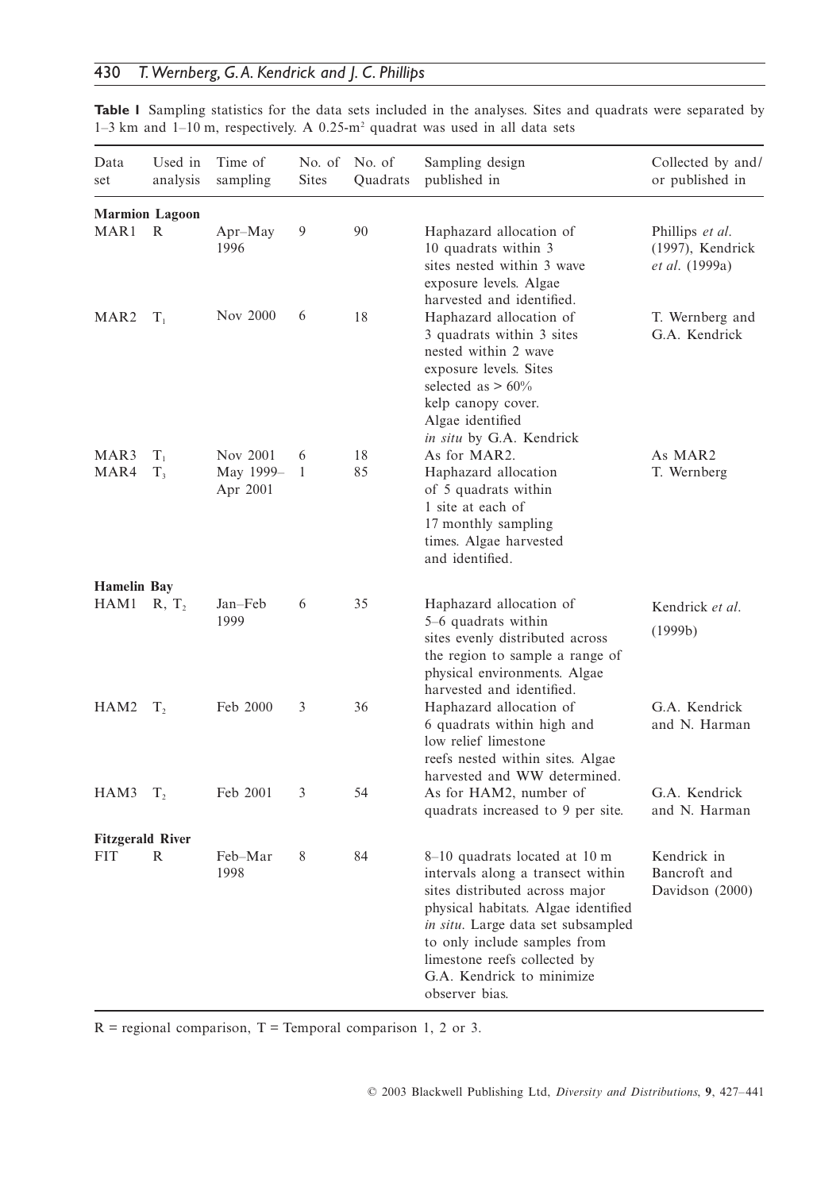**Table 1** Sampling statistics for the data sets included in the analyses. Sites and quadrats were separated by 1–3 km and 1–10 m, respectively. A 0.25-m² quadrat was used in all data sets

| Data set | Used in analysis | Time of sampling | No. of Sites | No. of Quadrats | Sampling design published in | Collected by and/ or published in |
|---|---|---|---|---|---|---|
| **Marmion Lagoon** | | | | | | |
| MAR1 | R | Apr–May 1996 | 9 | 90 | Haphazard allocation of 10 quadrats within 3 sites nested within 3 wave exposure levels. Algae harvested and identified. | Phillips *et al*. (1997), Kendrick *et al*. (1999a) |
| MAR2 | $T_1$ | Nov 2000 | 6 | 18 | Haphazard allocation of 3 quadrats within 3 sites nested within 2 wave exposure levels. Sites selected as > 60% kelp canopy cover. Algae identified *in situ* by G.A. Kendrick | T. Wernberg and G.A. Kendrick |
| MAR3 | $T_1$ | Nov 2001 | 6 | 18 | As for MAR2. | As MAR2 |
| MAR4 | $T_3$ | May 1999–Apr 2001 | 1 | 85 | Haphazard allocation of 5 quadrats within 1 site at each of 17 monthly sampling times. Algae harvested and identified. | T. Wernberg |
| **Hamelin Bay** | | | | | | |
| HAM1 | R, $T_2$ | Jan–Feb 1999 | 6 | 35 | Haphazard allocation of 5–6 quadrats within sites evenly distributed across the region to sample a range of physical environments. Algae harvested and identified. | Kendrick *et al*. (1999b) |
| HAM2 | $T_2$ | Feb 2000 | 3 | 36 | Haphazard allocation of 6 quadrats within high and low relief limestone reefs nested within sites. Algae harvested and WW determined. | G.A. Kendrick and N. Harman |
| HAM3 | $T_2$ | Feb 2001 | 3 | 54 | As for HAM2, number of quadrats increased to 9 per site. | G.A. Kendrick and N. Harman |
| **Fitzgerald River** | | | | | | |
| FIT | R | Feb–Mar 1998 | 8 | 84 | 8–10 quadrats located at 10 m intervals along a transect within sites distributed across major physical habitats. Algae identified *in situ*. Large data set subsampled to only include samples from limestone reefs collected by G.A. Kendrick to minimize observer bias. | Kendrick in Bancroft and Davidson (2000) |

R = regional comparison, T = Temporal comparison 1, 2 or 3.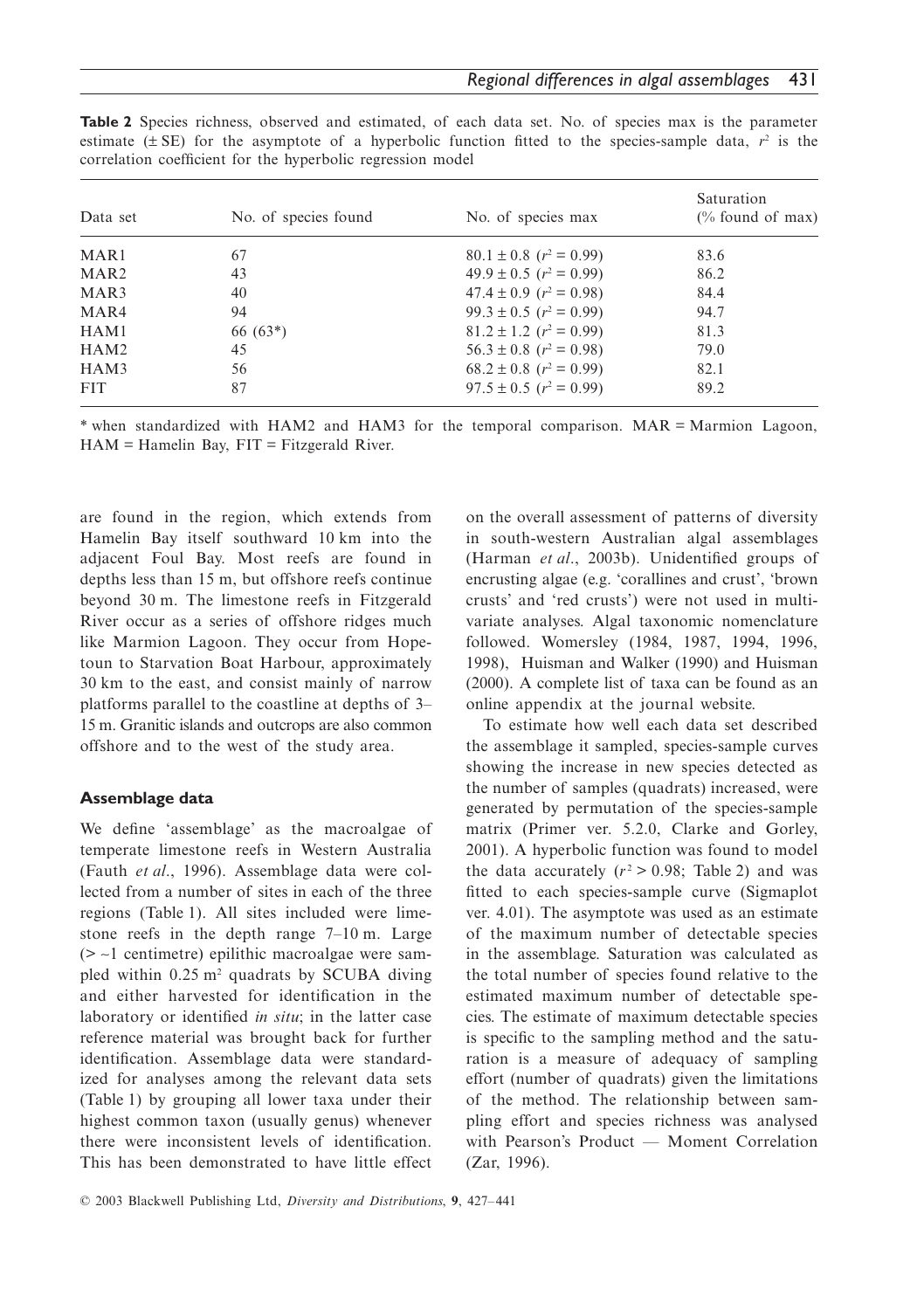**Table 2** Species richness, observed and estimated, of each data set. No. of species max is the parameter estimate (± SE) for the asymptote of a hyperbolic function fitted to the species-sample data, $r^2$ is the correlation coefficient for the hyperbolic regression model

| Data set | No. of species found | No. of species max | Saturation (% found of max) |
|---|---|---|---|
| MAR1 | 67 | 80.1 ± 0.8 ($r^2 = 0.99$) | 83.6 |
| MAR2 | 43 | 49.9 ± 0.5 ($r^2 = 0.99$) | 86.2 |
| MAR3 | 40 | 47.4 ± 0.9 ($r^2 = 0.98$) | 84.4 |
| MAR4 | 94 | 99.3 ± 0.5 ($r^2 = 0.99$) | 94.7 |
| HAM1 | 66 (63*) | 81.2 ± 1.2 ($r^2 = 0.99$) | 81.3 |
| HAM2 | 45 | 56.3 ± 0.8 ($r^2 = 0.98$) | 79.0 |
| HAM3 | 56 | 68.2 ± 0.8 ($r^2 = 0.99$) | 82.1 |
| FIT | 87 | 97.5 ± 0.5 ($r^2 = 0.99$) | 89.2 |

* when standardized with HAM2 and HAM3 for the temporal comparison. MAR = Marmion Lagoon, HAM = Hamelin Bay, FIT = Fitzgerald River.

are found in the region, which extends from Hamelin Bay itself southward 10 km into the adjacent Foul Bay. Most reefs are found in depths less than 15 m, but offshore reefs continue beyond 30 m. The limestone reefs in Fitzgerald River occur as a series of offshore ridges much like Marmion Lagoon. They occur from Hopetoun to Starvation Boat Harbour, approximately 30 km to the east, and consist mainly of narrow platforms parallel to the coastline at depths of 3–15 m. Granitic islands and outcrops are also common offshore and to the west of the study area.

### Assemblage data

We define 'assemblage' as the macroalgae of temperate limestone reefs in Western Australia (Fauth *et al*., 1996). Assemblage data were collected from a number of sites in each of the three regions (Table 1). All sites included were limestone reefs in the depth range 7–10 m. Large (> ~1 centimetre) epilithic macroalgae were sampled within 0.25 m$^2$ quadrats by SCUBA diving and either harvested for identification in the laboratory or identified *in situ*; in the latter case reference material was brought back for further identification. Assemblage data were standardized for analyses among the relevant data sets (Table 1) by grouping all lower taxa under their highest common taxon (usually genus) whenever there were inconsistent levels of identification. This has been demonstrated to have little effect on the overall assessment of patterns of diversity in south-western Australian algal assemblages (Harman *et al*., 2003b). Unidentified groups of encrusting algae (e.g. 'corallines and crust', 'brown crusts' and 'red crusts') were not used in multivariate analyses. Algal taxonomic nomenclature followed. Womersley (1984, 1987, 1994, 1996, 1998), Huisman and Walker (1990) and Huisman (2000). A complete list of taxa can be found as an online appendix at the journal website.

To estimate how well each data set described the assemblage it sampled, species-sample curves showing the increase in new species detected as the number of samples (quadrats) increased, were generated by permutation of the species-sample matrix (Primer ver. 5.2.0, Clarke and Gorley, 2001). A hyperbolic function was found to model the data accurately ($r^2 > 0.98$; Table 2) and was fitted to each species-sample curve (Sigmaplot ver. 4.01). The asymptote was used as an estimate of the maximum number of detectable species in the assemblage. Saturation was calculated as the total number of species found relative to the estimated maximum number of detectable species. The estimate of maximum detectable species is specific to the sampling method and the saturation is a measure of adequacy of sampling effort (number of quadrats) given the limitations of the method. The relationship between sampling effort and species richness was analysed with Pearson's Product — Moment Correlation (Zar, 1996).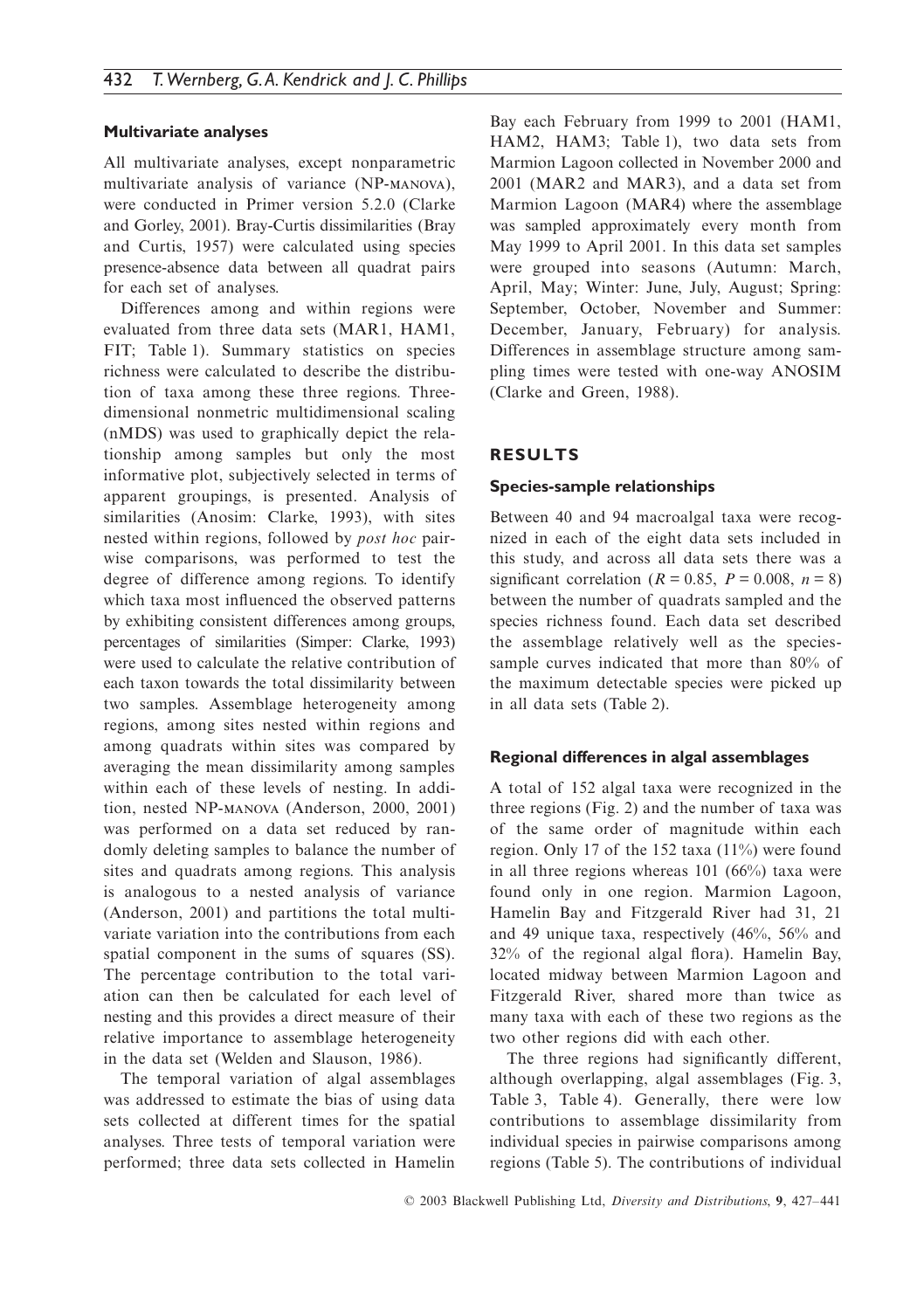### Multivariate analyses

All multivariate analyses, except nonparametric multivariate analysis of variance (NP-MANOVA), were conducted in Primer version 5.2.0 (Clarke and Gorley, 2001). Bray-Curtis dissimilarities (Bray and Curtis, 1957) were calculated using species presence-absence data between all quadrat pairs for each set of analyses.

Differences among and within regions were evaluated from three data sets (MAR1, HAM1, FIT; Table 1). Summary statistics on species richness were calculated to describe the distribution of taxa among these three regions. Three-dimensional nonmetric multidimensional scaling (nMDS) was used to graphically depict the relationship among samples but only the most informative plot, subjectively selected in terms of apparent groupings, is presented. Analysis of similarities (Anosim: Clarke, 1993), with sites nested within regions, followed by *post hoc* pairwise comparisons, was performed to test the degree of difference among regions. To identify which taxa most influenced the observed patterns by exhibiting consistent differences among groups, percentages of similarities (Simper: Clarke, 1993) were used to calculate the relative contribution of each taxon towards the total dissimilarity between two samples. Assemblage heterogeneity among regions, among sites nested within regions and among quadrats within sites was compared by averaging the mean dissimilarity among samples within each of these levels of nesting. In addition, nested NP-MANOVA (Anderson, 2000, 2001) was performed on a data set reduced by randomly deleting samples to balance the number of sites and quadrats among regions. This analysis is analogous to a nested analysis of variance (Anderson, 2001) and partitions the total multivariate variation into the contributions from each spatial component in the sums of squares (SS). The percentage contribution to the total variation can then be calculated for each level of nesting and this provides a direct measure of their relative importance to assemblage heterogeneity in the data set (Welden and Slauson, 1986).

The temporal variation of algal assemblages was addressed to estimate the bias of using data sets collected at different times for the spatial analyses. Three tests of temporal variation were performed; three data sets collected in Hamelin Bay each February from 1999 to 2001 (HAM1, HAM2, HAM3; Table 1), two data sets from Marmion Lagoon collected in November 2000 and 2001 (MAR2 and MAR3), and a data set from Marmion Lagoon (MAR4) where the assemblage was sampled approximately every month from May 1999 to April 2001. In this data set samples were grouped into seasons (Autumn: March, April, May; Winter: June, July, August; Spring: September, October, November and Summer: December, January, February) for analysis. Differences in assemblage structure among sampling times were tested with one-way ANOSIM (Clarke and Green, 1988).

## RESULTS

### Species-sample relationships

Between 40 and 94 macroalgal taxa were recognized in each of the eight data sets included in this study, and across all data sets there was a significant correlation ($R = 0.85$, $P = 0.008$, $n = 8$) between the number of quadrats sampled and the species richness found. Each data set described the assemblage relatively well as the species-sample curves indicated that more than 80% of the maximum detectable species were picked up in all data sets (Table 2).

### Regional differences in algal assemblages

A total of 152 algal taxa were recognized in the three regions (Fig. 2) and the number of taxa was of the same order of magnitude within each region. Only 17 of the 152 taxa (11%) were found in all three regions whereas 101 (66%) taxa were found only in one region. Marmion Lagoon, Hamelin Bay and Fitzgerald River had 31, 21 and 49 unique taxa, respectively (46%, 56% and 32% of the regional algal flora). Hamelin Bay, located midway between Marmion Lagoon and Fitzgerald River, shared more than twice as many taxa with each of these two regions as the two other regions did with each other.

The three regions had significantly different, although overlapping, algal assemblages (Fig. 3, Table 3, Table 4). Generally, there were low contributions to assemblage dissimilarity from individual species in pairwise comparisons among regions (Table 5). The contributions of individual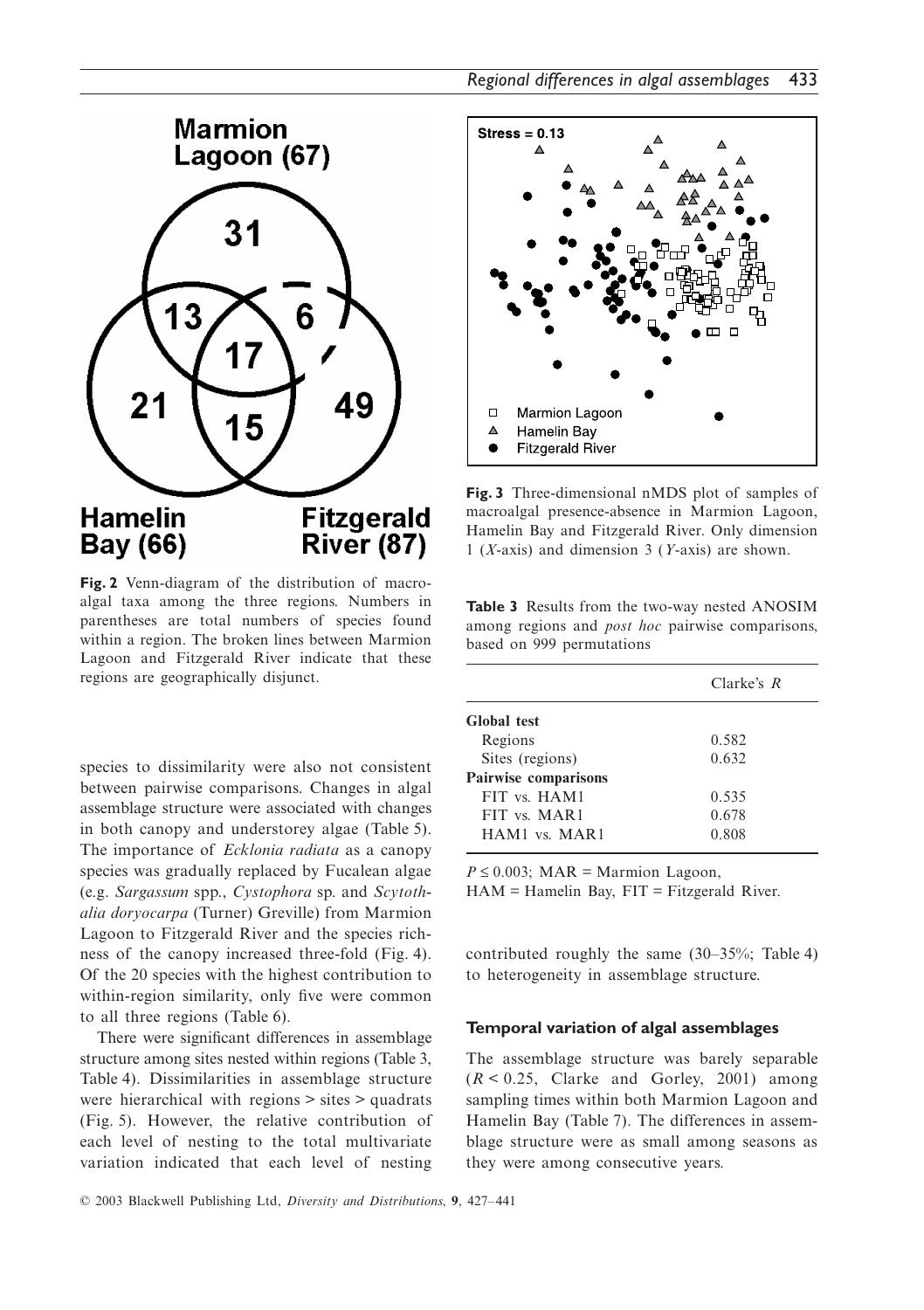**Fig. 2** Venn-diagram of the distribution of macroalgal taxa among the three regions. Numbers in parentheses are total numbers of species found within a region. The broken lines between Marmion Lagoon and Fitzgerald River indicate that these regions are geographically disjunct.

species to dissimilarity were also not consistent between pairwise comparisons. Changes in algal assemblage structure were associated with changes in both canopy and understorey algae (Table 5). The importance of *Ecklonia radiata* as a canopy species was gradually replaced by Fucalean algae (e.g. *Sargassum* spp., *Cystophora* sp. and *Scytothalia doryocarpa* (Turner) Greville) from Marmion Lagoon to Fitzgerald River and the species richness of the canopy increased three-fold (Fig. 4). Of the 20 species with the highest contribution to within-region similarity, only five were common to all three regions (Table 6).

There were significant differences in assemblage structure among sites nested within regions (Table 3, Table 4). Dissimilarities in assemblage structure were hierarchical with regions > sites > quadrats (Fig. 5). However, the relative contribution of each level of nesting to the total multivariate variation indicated that each level of nesting contributed roughly the same (30–35%; Table 4) to heterogeneity in assemblage structure.

**Fig. 3** Three-dimensional nMDS plot of samples of macroalgal presence-absence in Marmion Lagoon, Hamelin Bay and Fitzgerald River. Only dimension 1 (*X*-axis) and dimension 3 (*Y*-axis) are shown.

**Table 3** Results from the two-way nested ANOSIM among regions and *post hoc* pairwise comparisons, based on 999 permutations

| | Clarke's $R$ |
|---|---|
| **Global test** | |
| Regions | 0.582 |
| Sites (regions) | 0.632 |
| **Pairwise comparisons** | |
| FIT vs. HAM1 | 0.535 |
| FIT vs. MAR1 | 0.678 |
| HAM1 vs. MAR1 | 0.808 |

$P \leq 0.003$; MAR = Marmion Lagoon, HAM = Hamelin Bay, FIT = Fitzgerald River.

### Temporal variation of algal assemblages

The assemblage structure was barely separable ($R < 0.25$, Clarke and Gorley, 2001) among sampling times within both Marmion Lagoon and Hamelin Bay (Table 7). The differences in assemblage structure were as small among seasons as they were among consecutive years.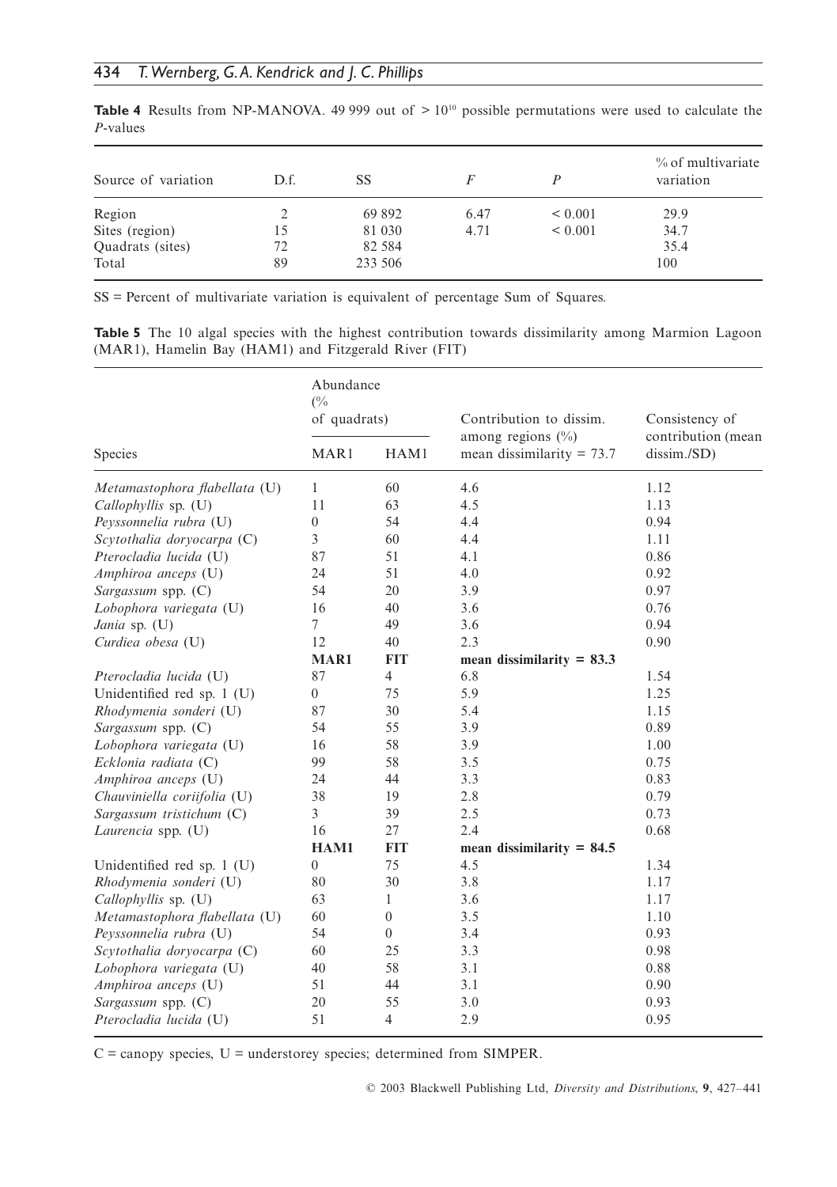**Table 4** Results from NP-MANOVA. 49 999 out of $> 10^{10}$ possible permutations were used to calculate the *P*-values

| Source of variation | D.f. | SS | *F* | *P* | % of multivariate variation |
|---|---|---|---|---|---|
| Region | 2 | 69 892 | 6.47 | < 0.001 | 29.9 |
| Sites (region) | 15 | 81 030 | 4.71 | < 0.001 | 34.7 |
| Quadrats (sites) | 72 | 82 584 | | | 35.4 |
| Total | 89 | 233 506 | | | 100 |

SS = Percent of multivariate variation is equivalent of percentage Sum of Squares.

**Table 5** The 10 algal species with the highest contribution towards dissimilarity among Marmion Lagoon (MAR1), Hamelin Bay (HAM1) and Fitzgerald River (FIT)

| Species | Abundance (% of quadrats) | | Contribution to dissim. among regions (%) | Consistency of contribution (mean dissim./SD) |
|---|---|---|---|---|
| | MAR1 | HAM1 | mean dissimilarity = 73.7 | |
| *Metamastophora flabellata* (U) | 1 | 60 | 4.6 | 1.12 |
| *Callophyllis* sp. (U) | 11 | 63 | 4.5 | 1.13 |
| *Peyssonnelia rubra* (U) | 0 | 54 | 4.4 | 0.94 |
| *Scytothalia doryocarpa* (C) | 3 | 60 | 4.4 | 1.11 |
| *Pterocladia lucida* (U) | 87 | 51 | 4.1 | 0.86 |
| *Amphiroa anceps* (U) | 24 | 51 | 4.0 | 0.92 |
| *Sargassum* spp. (C) | 54 | 20 | 3.9 | 0.97 |
| *Lobophora variegata* (U) | 16 | 40 | 3.6 | 0.76 |
| *Jania* sp. (U) | 7 | 49 | 3.6 | 0.94 |
| *Curdiea obesa* (U) | 12 | 40 | 2.3 | 0.90 |
| | **MAR1** | **FIT** | **mean dissimilarity = 83.3** | |
| *Pterocladia lucida* (U) | 87 | 4 | 6.8 | 1.54 |
| Unidentified red sp. 1 (U) | 0 | 75 | 5.9 | 1.25 |
| *Rhodymenia sonderi* (U) | 87 | 30 | 5.4 | 1.15 |
| *Sargassum* spp. (C) | 54 | 55 | 3.9 | 0.89 |
| *Lobophora variegata* (U) | 16 | 58 | 3.9 | 1.00 |
| *Ecklonia radiata* (C) | 99 | 58 | 3.5 | 0.75 |
| *Amphiroa anceps* (U) | 24 | 44 | 3.3 | 0.83 |
| *Chauviniella coriifolia* (U) | 38 | 19 | 2.8 | 0.79 |
| *Sargassum tristichum* (C) | 3 | 39 | 2.5 | 0.73 |
| *Laurencia* spp. (U) | 16 | 27 | 2.4 | 0.68 |
| | **HAM1** | **FIT** | **mean dissimilarity = 84.5** | |
| Unidentified red sp. 1 (U) | 0 | 75 | 4.5 | 1.34 |
| *Rhodymenia sonderi* (U) | 80 | 30 | 3.8 | 1.17 |
| *Callophyllis* sp. (U) | 63 | 1 | 3.6 | 1.17 |
| *Metamastophora flabellata* (U) | 60 | 0 | 3.5 | 1.10 |
| *Peyssonnelia rubra* (U) | 54 | 0 | 3.4 | 0.93 |
| *Scytothalia doryocarpa* (C) | 60 | 25 | 3.3 | 0.98 |
| *Lobophora variegata* (U) | 40 | 58 | 3.1 | 0.88 |
| *Amphiroa anceps* (U) | 51 | 44 | 3.1 | 0.90 |
| *Sargassum* spp. (C) | 20 | 55 | 3.0 | 0.93 |
| *Pterocladia lucida* (U) | 51 | 4 | 2.9 | 0.95 |

C = canopy species, U = understorey species; determined from SIMPER.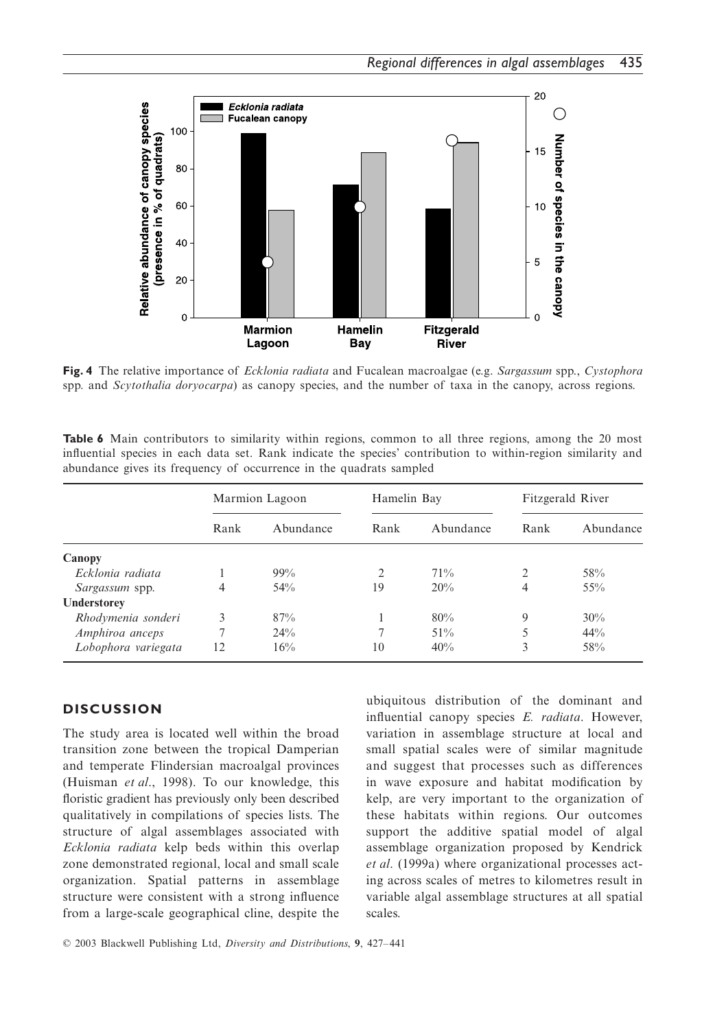**Fig. 4** The relative importance of *Ecklonia radiata* and Fucalean macroalgae (e.g. *Sargassum* spp., *Cystophora* spp. and *Scytothalia doryocarpa*) as canopy species, and the number of taxa in the canopy, across regions.

**Table 6** Main contributors to similarity within regions, common to all three regions, among the 20 most influential species in each data set. Rank indicate the species' contribution to within-region similarity and abundance gives its frequency of occurrence in the quadrats sampled

| | Marmion Lagoon | | Hamelin Bay | | Fitzgerald River | |
|---|---|---|---|---|---|---|
| | Rank | Abundance | Rank | Abundance | Rank | Abundance |
| **Canopy** | | | | | | |
| *Ecklonia radiata* | 1 | 99% | 2 | 71% | 2 | 58% |
| *Sargassum* spp. | 4 | 54% | 19 | 20% | 4 | 55% |
| **Understorey** | | | | | | |
| *Rhodymenia sonderi* | 3 | 87% | 1 | 80% | 9 | 30% |
| *Amphiroa anceps* | 7 | 24% | 7 | 51% | 5 | 44% |
| *Lobophora variegata* | 12 | 16% | 10 | 40% | 3 | 58% |

## DISCUSSION

The study area is located well within the broad transition zone between the tropical Damperian and temperate Flindersian macroalgal provinces (Huisman *et al*., 1998). To our knowledge, this floristic gradient has previously only been described qualitatively in compilations of species lists. The structure of algal assemblages associated with *Ecklonia radiata* kelp beds within this overlap zone demonstrated regional, local and small scale organization. Spatial patterns in assemblage structure were consistent with a strong influence from a large-scale geographical cline, despite the ubiquitous distribution of the dominant and influential canopy species *E. radiata*. However, variation in assemblage structure at local and small spatial scales were of similar magnitude and suggest that processes such as differences in wave exposure and habitat modification by kelp, are very important to the organization of these habitats within regions. Our outcomes support the additive spatial model of algal assemblage organization proposed by Kendrick *et al*. (1999a) where organizational processes acting across scales of metres to kilometres result in variable algal assemblage structures at all spatial scales.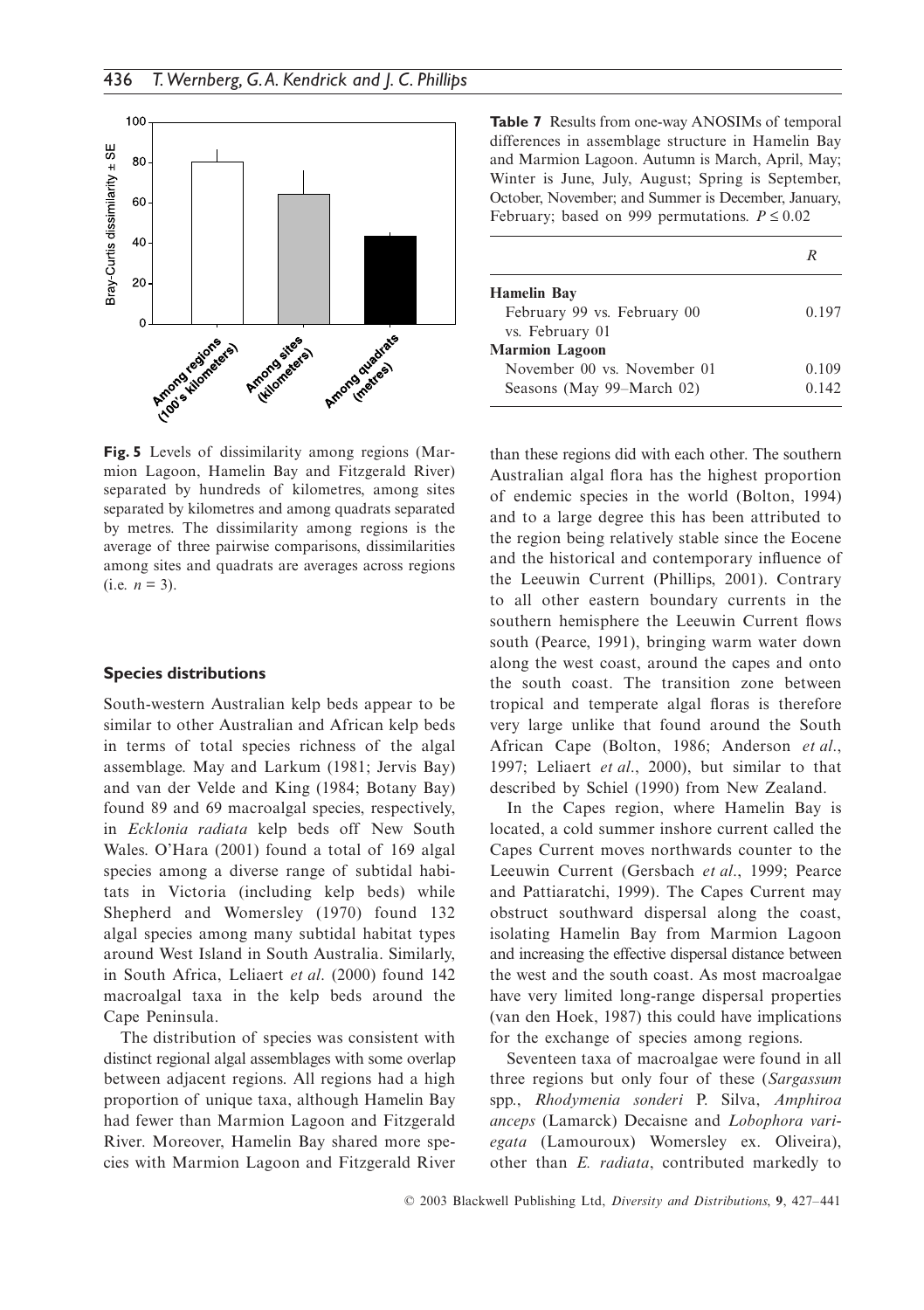**Fig. 5** Levels of dissimilarity among regions (Marmion Lagoon, Hamelin Bay and Fitzgerald River) separated by hundreds of kilometres, among sites separated by kilometres and among quadrats separated by metres. The dissimilarity among regions is the average of three pairwise comparisons, dissimilarities among sites and quadrats are averages across regions (i.e. $n = 3$).

**Table 7** Results from one-way ANOSIMs of temporal differences in assemblage structure in Hamelin Bay and Marmion Lagoon. Autumn is March, April, May; Winter is June, July, August; Spring is September, October, November; and Summer is December, January, February; based on 999 permutations. $P \leq 0.02$

| | $R$ |
|---|---|
| **Hamelin Bay** | |
| February 99 vs. February 00 vs. February 01 | 0.197 |
| **Marmion Lagoon** | |
| November 00 vs. November 01 | 0.109 |
| Seasons (May 99–March 02) | 0.142 |

### Species distributions

South-western Australian kelp beds appear to be similar to other Australian and African kelp beds in terms of total species richness of the algal assemblage. May and Larkum (1981; Jervis Bay) and van der Velde and King (1984; Botany Bay) found 89 and 69 macroalgal species, respectively, in *Ecklonia radiata* kelp beds off New South Wales. O'Hara (2001) found a total of 169 algal species among a diverse range of subtidal habitats in Victoria (including kelp beds) while Shepherd and Womersley (1970) found 132 algal species among many subtidal habitat types around West Island in South Australia. Similarly, in South Africa, Leliaert *et al*. (2000) found 142 macroalgal taxa in the kelp beds around the Cape Peninsula.

The distribution of species was consistent with distinct regional algal assemblages with some overlap between adjacent regions. All regions had a high proportion of unique taxa, although Hamelin Bay had fewer than Marmion Lagoon and Fitzgerald River. Moreover, Hamelin Bay shared more species with Marmion Lagoon and Fitzgerald River than these regions did with each other. The southern Australian algal flora has the highest proportion of endemic species in the world (Bolton, 1994) and to a large degree this has been attributed to the region being relatively stable since the Eocene and the historical and contemporary influence of the Leeuwin Current (Phillips, 2001). Contrary to all other eastern boundary currents in the southern hemisphere the Leeuwin Current flows south (Pearce, 1991), bringing warm water down along the west coast, around the capes and onto the south coast. The transition zone between tropical and temperate algal floras is therefore very large unlike that found around the South African Cape (Bolton, 1986; Anderson *et al*., 1997; Leliaert *et al*., 2000), but similar to that described by Schiel (1990) from New Zealand.

In the Capes region, where Hamelin Bay is located, a cold summer inshore current called the Capes Current moves northwards counter to the Leeuwin Current (Gersbach *et al*., 1999; Pearce and Pattiaratchi, 1999). The Capes Current may obstruct southward dispersal along the coast, isolating Hamelin Bay from Marmion Lagoon and increasing the effective dispersal distance between the west and the south coast. As most macroalgae have very limited long-range dispersal properties (van den Hoek, 1987) this could have implications for the exchange of species among regions.

Seventeen taxa of macroalgae were found in all three regions but only four of these (*Sargassum* spp., *Rhodymenia sonderi* P. Silva, *Amphiroa anceps* (Lamarck) Decaisne and *Lobophora variegata* (Lamouroux) Womersley ex. Oliveira), other than *E. radiata*, contributed markedly to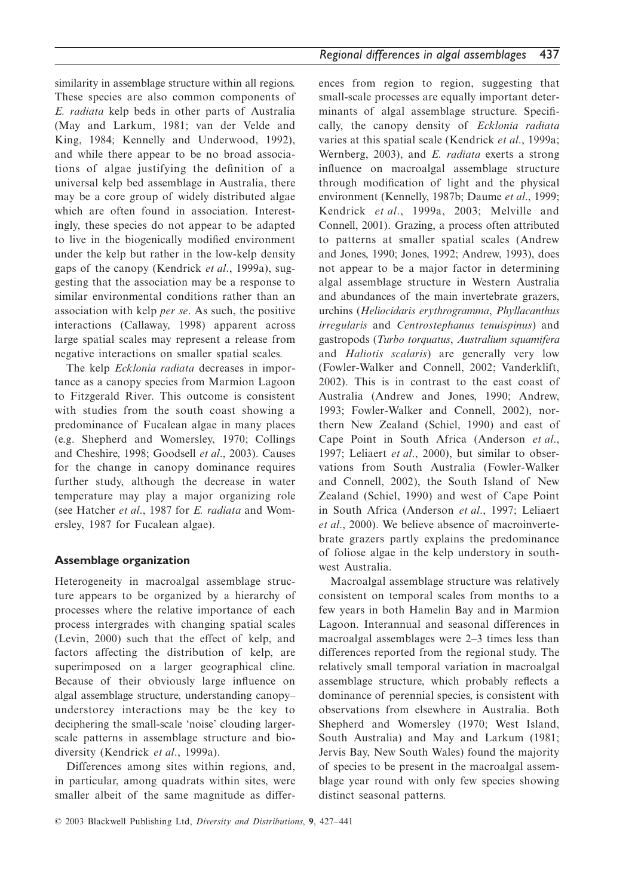similarity in assemblage structure within all regions. These species are also common components of *E. radiata* kelp beds in other parts of Australia (May and Larkum, 1981; van der Velde and King, 1984; Kennelly and Underwood, 1992), and while there appear to be no broad associations of algae justifying the definition of a universal kelp bed assemblage in Australia, there may be a core group of widely distributed algae which are often found in association. Interestingly, these species do not appear to be adapted to live in the biogenically modified environment under the kelp but rather in the low-kelp density gaps of the canopy (Kendrick *et al*., 1999a), suggesting that the association may be a response to similar environmental conditions rather than an association with kelp *per se*. As such, the positive interactions (Callaway, 1998) apparent across large spatial scales may represent a release from negative interactions on smaller spatial scales.

The kelp *Ecklonia radiata* decreases in importance as a canopy species from Marmion Lagoon to Fitzgerald River. This outcome is consistent with studies from the south coast showing a predominance of Fucalean algae in many places (e.g. Shepherd and Womersley, 1970; Collings and Cheshire, 1998; Goodsell *et al*., 2003). Causes for the change in canopy dominance requires further study, although the decrease in water temperature may play a major organizing role (see Hatcher *et al*., 1987 for *E. radiata* and Womersley, 1987 for Fucalean algae).

## Assemblage organization

Heterogeneity in macroalgal assemblage structure appears to be organized by a hierarchy of processes where the relative importance of each process intergrades with changing spatial scales (Levin, 2000) such that the effect of kelp, and factors affecting the distribution of kelp, are superimposed on a larger geographical cline. Because of their obviously large influence on algal assemblage structure, understanding canopy–understorey interactions may be the key to deciphering the small-scale 'noise' clouding larger-scale patterns in assemblage structure and biodiversity (Kendrick *et al*., 1999a).

Differences among sites within regions, and, in particular, among quadrats within sites, were smaller albeit of the same magnitude as differences from region to region, suggesting that small-scale processes are equally important determinants of algal assemblage structure. Specifically, the canopy density of *Ecklonia radiata* varies at this spatial scale (Kendrick *et al*., 1999a; Wernberg, 2003), and *E. radiata* exerts a strong influence on macroalgal assemblage structure through modification of light and the physical environment (Kennelly, 1987b; Daume *et al*., 1999; Kendrick *et al*., 1999a, 2003; Melville and Connell, 2001). Grazing, a process often attributed to patterns at smaller spatial scales (Andrew and Jones, 1990; Jones, 1992; Andrew, 1993), does not appear to be a major factor in determining algal assemblage structure in Western Australia and abundances of the main invertebrate grazers, urchins (*Heliocidaris erythrogramma*, *Phyllacanthus irregularis* and *Centrostephanus tenuispinus*) and gastropods (*Turbo torquatus*, *Australium squamifera* and *Haliotis scalaris*) are generally very low (Fowler-Walker and Connell, 2002; Vanderklift, 2002). This is in contrast to the east coast of Australia (Andrew and Jones, 1990; Andrew, 1993; Fowler-Walker and Connell, 2002), northern New Zealand (Schiel, 1990) and east of Cape Point in South Africa (Anderson *et al*., 1997; Leliaert *et al*., 2000), but similar to observations from South Australia (Fowler-Walker and Connell, 2002), the South Island of New Zealand (Schiel, 1990) and west of Cape Point in South Africa (Anderson *et al*., 1997; Leliaert *et al*., 2000). We believe absence of macroinvertebrate grazers partly explains the predominance of foliose algae in the kelp understory in southwest Australia.

Macroalgal assemblage structure was relatively consistent on temporal scales from months to a few years in both Hamelin Bay and in Marmion Lagoon. Interannual and seasonal differences in macroalgal assemblages were 2–3 times less than differences reported from the regional study. The relatively small temporal variation in macroalgal assemblage structure, which probably reflects a dominance of perennial species, is consistent with observations from elsewhere in Australia. Both Shepherd and Womersley (1970; West Island, South Australia) and May and Larkum (1981; Jervis Bay, New South Wales) found the majority of species to be present in the macroalgal assemblage year round with only few species showing distinct seasonal patterns.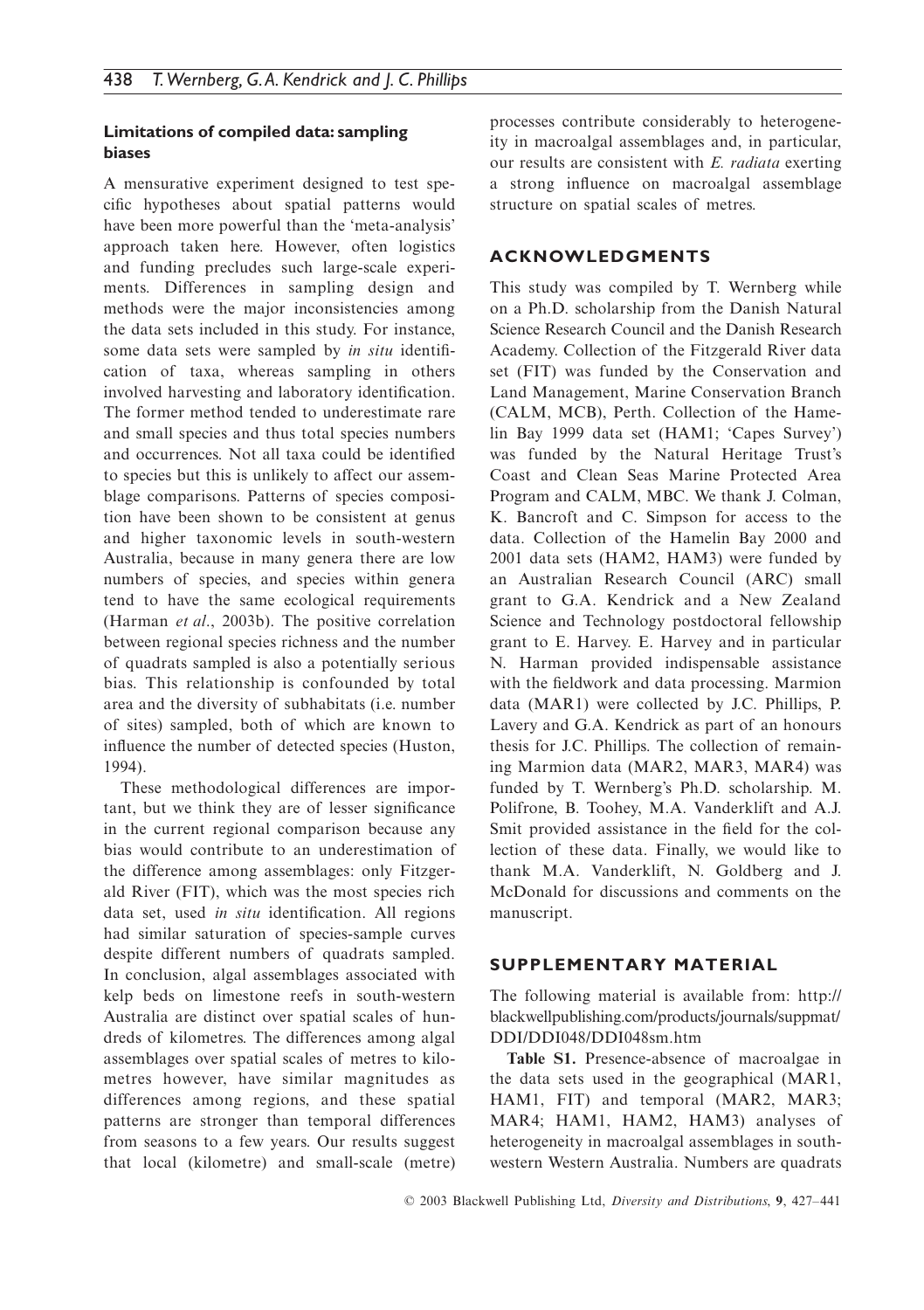### Limitations of compiled data: sampling biases

A mensurative experiment designed to test specific hypotheses about spatial patterns would have been more powerful than the 'meta-analysis' approach taken here. However, often logistics and funding precludes such large-scale experiments. Differences in sampling design and methods were the major inconsistencies among the data sets included in this study. For instance, some data sets were sampled by *in situ* identification of taxa, whereas sampling in others involved harvesting and laboratory identification. The former method tended to underestimate rare and small species and thus total species numbers and occurrences. Not all taxa could be identified to species but this is unlikely to affect our assemblage comparisons. Patterns of species composition have been shown to be consistent at genus and higher taxonomic levels in south-western Australia, because in many genera there are low numbers of species, and species within genera tend to have the same ecological requirements (Harman *et al*., 2003b). The positive correlation between regional species richness and the number of quadrats sampled is also a potentially serious bias. This relationship is confounded by total area and the diversity of subhabitats (i.e. number of sites) sampled, both of which are known to influence the number of detected species (Huston, 1994).

These methodological differences are important, but we think they are of lesser significance in the current regional comparison because any bias would contribute to an underestimation of the difference among assemblages: only Fitzgerald River (FIT), which was the most species rich data set, used *in situ* identification. All regions had similar saturation of species-sample curves despite different numbers of quadrats sampled. In conclusion, algal assemblages associated with kelp beds on limestone reefs in south-western Australia are distinct over spatial scales of hundreds of kilometres. The differences among algal assemblages over spatial scales of metres to kilometres however, have similar magnitudes as differences among regions, and these spatial patterns are stronger than temporal differences from seasons to a few years. Our results suggest that local (kilometre) and small-scale (metre) processes contribute considerably to heterogeneity in macroalgal assemblages and, in particular, our results are consistent with *E. radiata* exerting a strong influence on macroalgal assemblage structure on spatial scales of metres.

## ACKNOWLEDGMENTS

This study was compiled by T. Wernberg while on a Ph.D. scholarship from the Danish Natural Science Research Council and the Danish Research Academy. Collection of the Fitzgerald River data set (FIT) was funded by the Conservation and Land Management, Marine Conservation Branch (CALM, MCB), Perth. Collection of the Hamelin Bay 1999 data set (HAM1; 'Capes Survey') was funded by the Natural Heritage Trust's Coast and Clean Seas Marine Protected Area Program and CALM, MBC. We thank J. Colman, K. Bancroft and C. Simpson for access to the data. Collection of the Hamelin Bay 2000 and 2001 data sets (HAM2, HAM3) were funded by an Australian Research Council (ARC) small grant to G.A. Kendrick and a New Zealand Science and Technology postdoctoral fellowship grant to E. Harvey. E. Harvey and in particular N. Harman provided indispensable assistance with the fieldwork and data processing. Marmion data (MAR1) were collected by J.C. Phillips, P. Lavery and G.A. Kendrick as part of an honours thesis for J.C. Phillips. The collection of remaining Marmion data (MAR2, MAR3, MAR4) was funded by T. Wernberg's Ph.D. scholarship. M. Polifrone, B. Toohey, M.A. Vanderklift and A.J. Smit provided assistance in the field for the collection of these data. Finally, we would like to thank M.A. Vanderklift, N. Goldberg and J. McDonald for discussions and comments on the manuscript.

## SUPPLEMENTARY MATERIAL

The following material is available from: http://blackwellpublishing.com/products/journals/suppmat/DDI/DDI048/DDI048sm.htm

**Table S1.** Presence-absence of macroalgae in the data sets used in the geographical (MAR1, HAM1, FIT) and temporal (MAR2, MAR3; MAR4; HAM1, HAM2, HAM3) analyses of heterogeneity in macroalgal assemblages in south-western Western Australia. Numbers are quadrats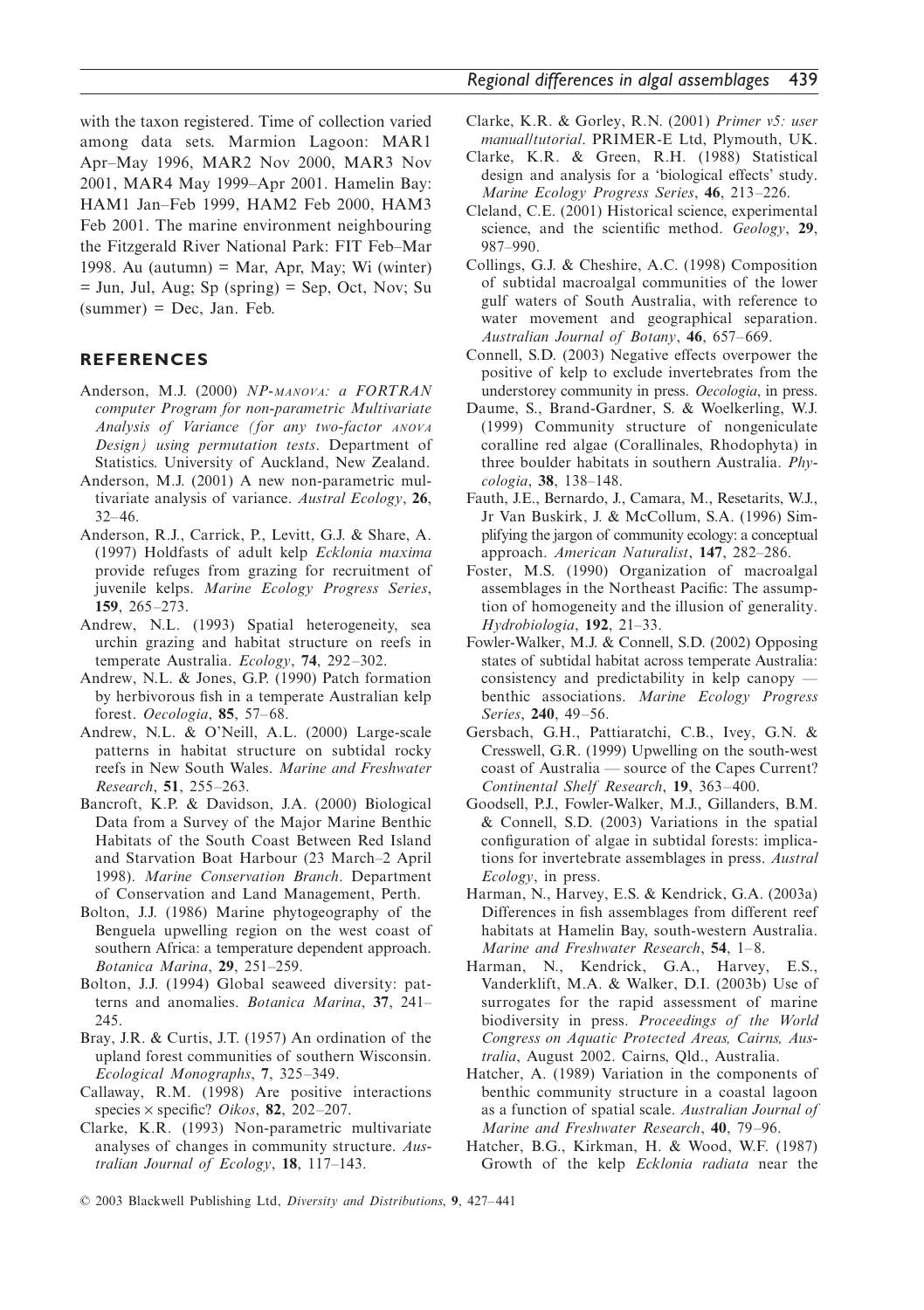with the taxon registered. Time of collection varied among data sets. Marmion Lagoon: MAR1 Apr–May 1996, MAR2 Nov 2000, MAR3 Nov 2001, MAR4 May 1999–Apr 2001. Hamelin Bay: HAM1 Jan–Feb 1999, HAM2 Feb 2000, HAM3 Feb 2001. The marine environment neighbouring the Fitzgerald River National Park: FIT Feb–Mar 1998. Au (autumn) = Mar, Apr, May; Wi (winter) = Jun, Jul, Aug; Sp (spring) = Sep, Oct, Nov; Su (summer) = Dec, Jan. Feb.

## REFERENCES

Anderson, M.J. (2000) *NP-MANOVA: a FORTRAN computer Program for non-parametric Multivariate Analysis of Variance (for any two-factor ANOVA Design) using permutation tests*. Department of Statistics. University of Auckland, New Zealand.

Anderson, M.J. (2001) A new non-parametric multivariate analysis of variance. *Austral Ecology*, **26**, 32–46.

Anderson, R.J., Carrick, P., Levitt, G.J. & Share, A. (1997) Holdfasts of adult kelp *Ecklonia maxima* provide refuges from grazing for recruitment of juvenile kelps. *Marine Ecology Progress Series*, **159**, 265–273.

Andrew, N.L. (1993) Spatial heterogeneity, sea urchin grazing and habitat structure on reefs in temperate Australia. *Ecology*, **74**, 292–302.

Andrew, N.L. & Jones, G.P. (1990) Patch formation by herbivorous fish in a temperate Australian kelp forest. *Oecologia*, **85**, 57–68.

Andrew, N.L. & O'Neill, A.L. (2000) Large-scale patterns in habitat structure on subtidal rocky reefs in New South Wales. *Marine and Freshwater Research*, **51**, 255–263.

Bancroft, K.P. & Davidson, J.A. (2000) Biological Data from a Survey of the Major Marine Benthic Habitats of the South Coast Between Red Island and Starvation Boat Harbour (23 March–2 April 1998). *Marine Conservation Branch*. Department of Conservation and Land Management, Perth.

Bolton, J.J. (1986) Marine phytogeography of the Benguela upwelling region on the west coast of southern Africa: a temperature dependent approach. *Botanica Marina*, **29**, 251–259.

Bolton, J.J. (1994) Global seaweed diversity: patterns and anomalies. *Botanica Marina*, **37**, 241–245.

Bray, J.R. & Curtis, J.T. (1957) An ordination of the upland forest communities of southern Wisconsin. *Ecological Monographs*, **7**, 325–349.

Callaway, R.M. (1998) Are positive interactions species × specific? *Oikos*, **82**, 202–207.

Clarke, K.R. (1993) Non-parametric multivariate analyses of changes in community structure. *Australian Journal of Ecology*, **18**, 117–143.

Clarke, K.R. & Gorley, R.N. (2001) *Primer v5: user manual/tutorial*. PRIMER-E Ltd, Plymouth, UK.

Clarke, K.R. & Green, R.H. (1988) Statistical design and analysis for a 'biological effects' study. *Marine Ecology Progress Series*, **46**, 213–226.

Cleland, C.E. (2001) Historical science, experimental science, and the scientific method. *Geology*, **29**, 987–990.

Collings, G.J. & Cheshire, A.C. (1998) Composition of subtidal macroalgal communities of the lower gulf waters of South Australia, with reference to water movement and geographical separation. *Australian Journal of Botany*, **46**, 657–669.

Connell, S.D. (2003) Negative effects overpower the positive of kelp to exclude invertebrates from the understorey community in press. *Oecologia*, in press.

Daume, S., Brand-Gardner, S. & Woelkerling, W.J. (1999) Community structure of nongeniculate coralline red algae (Corallinales, Rhodophyta) in three boulder habitats in southern Australia. *Phycologia*, **38**, 138–148.

Fauth, J.E., Bernardo, J., Camara, M., Resetarits, W.J., Jr Van Buskirk, J. & McCollum, S.A. (1996) Simplifying the jargon of community ecology: a conceptual approach. *American Naturalist*, **147**, 282–286.

Foster, M.S. (1990) Organization of macroalgal assemblages in the Northeast Pacific: The assumption of homogeneity and the illusion of generality. *Hydrobiologia*, **192**, 21–33.

Fowler-Walker, M.J. & Connell, S.D. (2002) Opposing states of subtidal habitat across temperate Australia: consistency and predictability in kelp canopy — benthic associations. *Marine Ecology Progress Series*, **240**, 49–56.

Gersbach, G.H., Pattiaratchi, C.B., Ivey, G.N. & Cresswell, G.R. (1999) Upwelling on the south-west coast of Australia — source of the Capes Current? *Continental Shelf Research*, **19**, 363–400.

Goodsell, P.J., Fowler-Walker, M.J., Gillanders, B.M. & Connell, S.D. (2003) Variations in the spatial configuration of algae in subtidal forests: implications for invertebrate assemblages in press. *Austral Ecology*, in press.

Harman, N., Harvey, E.S. & Kendrick, G.A. (2003a) Differences in fish assemblages from different reef habitats at Hamelin Bay, south-western Australia. *Marine and Freshwater Research*, **54**, 1–8.

Harman, N., Kendrick, G.A., Harvey, E.S., Vanderklift, M.A. & Walker, D.I. (2003b) Use of surrogates for the rapid assessment of marine biodiversity in press. *Proceedings of the World Congress on Aquatic Protected Areas, Cairns, Australia*, August 2002. Cairns, Qld., Australia.

Hatcher, A. (1989) Variation in the components of benthic community structure in a coastal lagoon as a function of spatial scale. *Australian Journal of Marine and Freshwater Research*, **40**, 79–96.

Hatcher, B.G., Kirkman, H. & Wood, W.F. (1987) Growth of the kelp *Ecklonia radiata* near the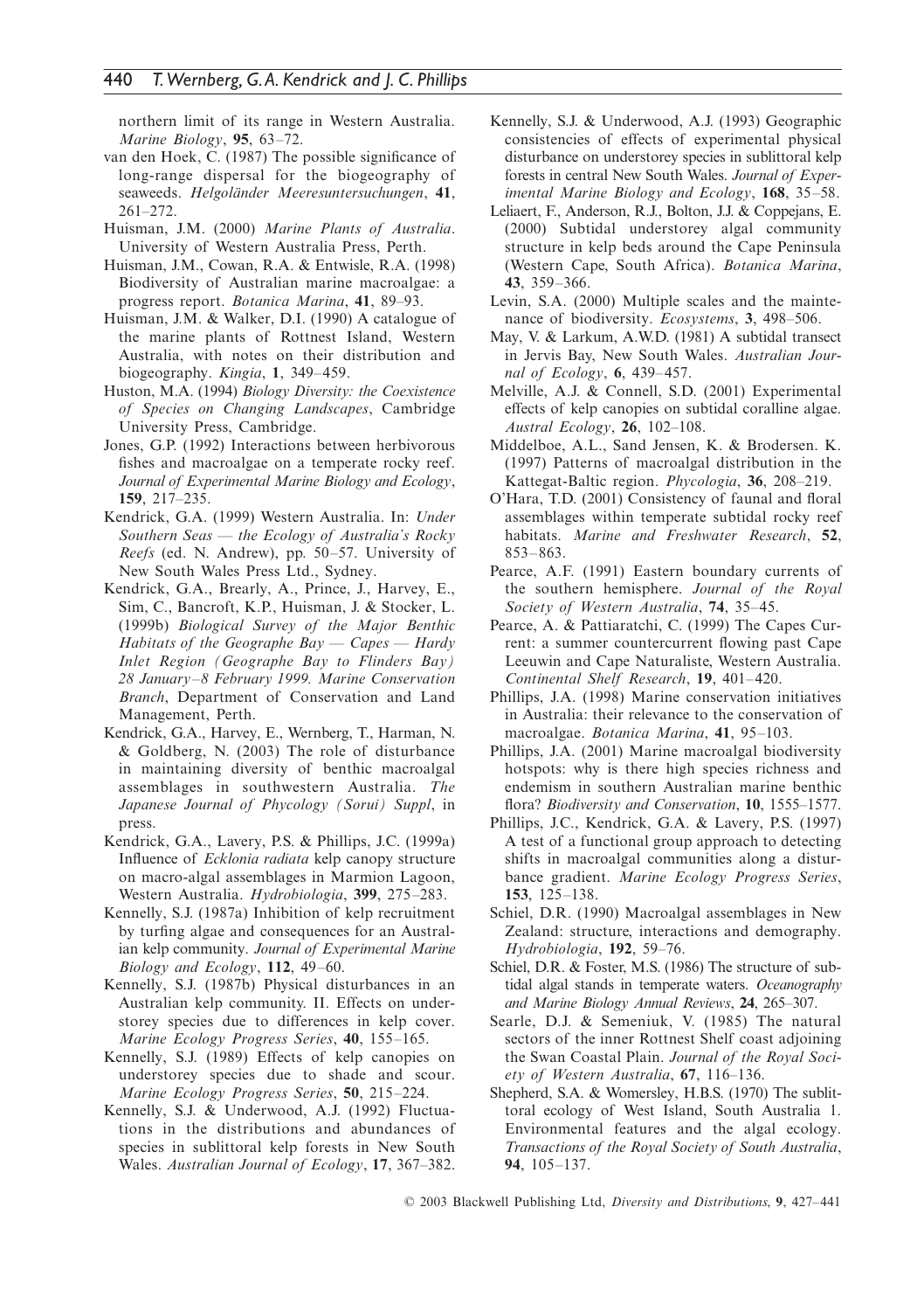northern limit of its range in Western Australia. *Marine Biology*, **95**, 63–72.

van den Hoek, C. (1987) The possible significance of long-range dispersal for the biogeography of seaweeds. *Helgoländer Meeresuntersuchungen*, **41**, 261–272.

Huisman, J.M. (2000) *Marine Plants of Australia*. University of Western Australia Press, Perth.

Huisman, J.M., Cowan, R.A. & Entwisle, R.A. (1998) Biodiversity of Australian marine macroalgae: a progress report. *Botanica Marina*, **41**, 89–93.

Huisman, J.M. & Walker, D.I. (1990) A catalogue of the marine plants of Rottnest Island, Western Australia, with notes on their distribution and biogeography. *Kingia*, **1**, 349–459.

Huston, M.A. (1994) *Biology Diversity: the Coexistence of Species on Changing Landscapes*, Cambridge University Press, Cambridge.

Jones, G.P. (1992) Interactions between herbivorous fishes and macroalgae on a temperate rocky reef. *Journal of Experimental Marine Biology and Ecology*, **159**, 217–235.

Kendrick, G.A. (1999) Western Australia. In: *Under Southern Seas — the Ecology of Australia's Rocky Reefs* (ed. N. Andrew), pp. 50–57. University of New South Wales Press Ltd., Sydney.

Kendrick, G.A., Brearly, A., Prince, J., Harvey, E., Sim, C., Bancroft, K.P., Huisman, J. & Stocker, L. (1999b) *Biological Survey of the Major Benthic Habitats of the Geographe Bay — Capes — Hardy Inlet Region (Geographe Bay to Flinders Bay) 28 January–8 February 1999. Marine Conservation Branch*, Department of Conservation and Land Management, Perth.

Kendrick, G.A., Harvey, E., Wernberg, T., Harman, N. & Goldberg, N. (2003) The role of disturbance in maintaining diversity of benthic macroalgal assemblages in southwestern Australia. *The Japanese Journal of Phycology (Sorui) Suppl*, in press.

Kendrick, G.A., Lavery, P.S. & Phillips, J.C. (1999a) Influence of *Ecklonia radiata* kelp canopy structure on macro-algal assemblages in Marmion Lagoon, Western Australia. *Hydrobiologia*, **399**, 275–283.

Kennelly, S.J. (1987a) Inhibition of kelp recruitment by turfing algae and consequences for an Australian kelp community. *Journal of Experimental Marine Biology and Ecology*, **112**, 49–60.

Kennelly, S.J. (1987b) Physical disturbances in an Australian kelp community. II. Effects on understorey species due to differences in kelp cover. *Marine Ecology Progress Series*, **40**, 155–165.

Kennelly, S.J. (1989) Effects of kelp canopies on understorey species due to shade and scour. *Marine Ecology Progress Series*, **50**, 215–224.

Kennelly, S.J. & Underwood, A.J. (1992) Fluctuations in the distributions and abundances of species in sublittoral kelp forests in New South Wales. *Australian Journal of Ecology*, **17**, 367–382.

Kennelly, S.J. & Underwood, A.J. (1993) Geographic consistencies of effects of experimental physical disturbance on understorey species in sublittoral kelp forests in central New South Wales. *Journal of Experimental Marine Biology and Ecology*, **168**, 35–58.

Leliaert, F., Anderson, R.J., Bolton, J.J. & Coppejans, E. (2000) Subtidal understorey algal community structure in kelp beds around the Cape Peninsula (Western Cape, South Africa). *Botanica Marina*, **43**, 359–366.

Levin, S.A. (2000) Multiple scales and the maintenance of biodiversity. *Ecosystems*, **3**, 498–506.

May, V. & Larkum, A.W.D. (1981) A subtidal transect in Jervis Bay, New South Wales. *Australian Journal of Ecology*, **6**, 439–457.

Melville, A.J. & Connell, S.D. (2001) Experimental effects of kelp canopies on subtidal coralline algae. *Austral Ecology*, **26**, 102–108.

Middelboe, A.L., Sand Jensen, K. & Brodersen. K. (1997) Patterns of macroalgal distribution in the Kattegat-Baltic region. *Phycologia*, **36**, 208–219.

O'Hara, T.D. (2001) Consistency of faunal and floral assemblages within temperate subtidal rocky reef habitats. *Marine and Freshwater Research*, **52**, 853–863.

Pearce, A.F. (1991) Eastern boundary currents of the southern hemisphere. *Journal of the Royal Society of Western Australia*, **74**, 35–45.

Pearce, A. & Pattiaratchi, C. (1999) The Capes Current: a summer countercurrent flowing past Cape Leeuwin and Cape Naturaliste, Western Australia. *Continental Shelf Research*, **19**, 401–420.

Phillips, J.A. (1998) Marine conservation initiatives in Australia: their relevance to the conservation of macroalgae. *Botanica Marina*, **41**, 95–103.

Phillips, J.A. (2001) Marine macroalgal biodiversity hotspots: why is there high species richness and endemism in southern Australian marine benthic flora? *Biodiversity and Conservation*, **10**, 1555–1577.

Phillips, J.C., Kendrick, G.A. & Lavery, P.S. (1997) A test of a functional group approach to detecting shifts in macroalgal communities along a disturbance gradient. *Marine Ecology Progress Series*, **153**, 125–138.

Schiel, D.R. (1990) Macroalgal assemblages in New Zealand: structure, interactions and demography. *Hydrobiologia*, **192**, 59–76.

Schiel, D.R. & Foster, M.S. (1986) The structure of subtidal algal stands in temperate waters. *Oceanography and Marine Biology Annual Reviews*, **24**, 265–307.

Searle, D.J. & Semeniuk, V. (1985) The natural sectors of the inner Rottnest Shelf coast adjoining the Swan Coastal Plain. *Journal of the Royal Society of Western Australia*, **67**, 116–136.

Shepherd, S.A. & Womersley, H.B.S. (1970) The sublittoral ecology of West Island, South Australia 1. Environmental features and the algal ecology. *Transactions of the Royal Society of South Australia*, **94**, 105–137.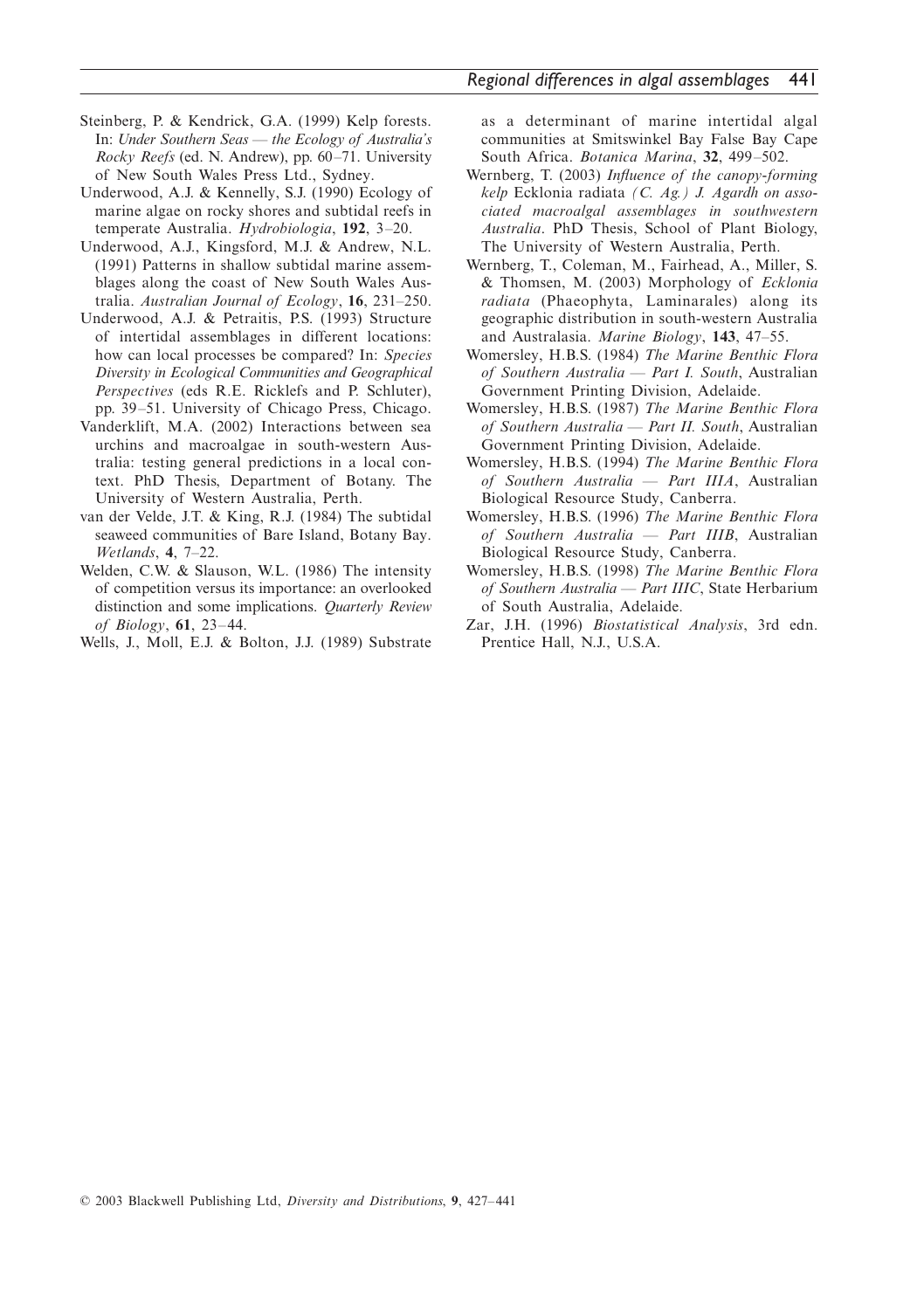Steinberg, P. & Kendrick, G.A. (1999) Kelp forests. In: *Under Southern Seas — the Ecology of Australia's Rocky Reefs* (ed. N. Andrew), pp. 60–71. University of New South Wales Press Ltd., Sydney.

Underwood, A.J. & Kennelly, S.J. (1990) Ecology of marine algae on rocky shores and subtidal reefs in temperate Australia. *Hydrobiologia*, **192**, 3–20.

Underwood, A.J., Kingsford, M.J. & Andrew, N.L. (1991) Patterns in shallow subtidal marine assemblages along the coast of New South Wales Australia. *Australian Journal of Ecology*, **16**, 231–250.

Underwood, A.J. & Petraitis, P.S. (1993) Structure of intertidal assemblages in different locations: how can local processes be compared? In: *Species Diversity in Ecological Communities and Geographical Perspectives* (eds R.E. Ricklefs and P. Schluter), pp. 39–51. University of Chicago Press, Chicago.

Vanderklift, M.A. (2002) Interactions between sea urchins and macroalgae in south-western Australia: testing general predictions in a local context. PhD Thesis, Department of Botany. The University of Western Australia, Perth.

van der Velde, J.T. & King, R.J. (1984) The subtidal seaweed communities of Bare Island, Botany Bay. *Wetlands*, **4**, 7–22.

Welden, C.W. & Slauson, W.L. (1986) The intensity of competition versus its importance: an overlooked distinction and some implications. *Quarterly Review of Biology*, **61**, 23–44.

Wells, J., Moll, E.J. & Bolton, J.J. (1989) Substrate as a determinant of marine intertidal algal communities at Smitswinkel Bay False Bay Cape South Africa. *Botanica Marina*, **32**, 499–502.

Wernberg, T. (2003) *Influence of the canopy-forming kelp* Ecklonia radiata *(C. Ag.) J. Agardh on associated macroalgal assemblages in southwestern Australia*. PhD Thesis, School of Plant Biology, The University of Western Australia, Perth.

Wernberg, T., Coleman, M., Fairhead, A., Miller, S. & Thomsen, M. (2003) Morphology of *Ecklonia radiata* (Phaeophyta, Laminarales) along its geographic distribution in south-western Australia and Australasia. *Marine Biology*, **143**, 47–55.

Womersley, H.B.S. (1984) *The Marine Benthic Flora of Southern Australia — Part I. South*, Australian Government Printing Division, Adelaide.

Womersley, H.B.S. (1987) *The Marine Benthic Flora of Southern Australia — Part II. South*, Australian Government Printing Division, Adelaide.

Womersley, H.B.S. (1994) *The Marine Benthic Flora of Southern Australia — Part IIIA*, Australian Biological Resource Study, Canberra.

Womersley, H.B.S. (1996) *The Marine Benthic Flora of Southern Australia — Part IIIB*, Australian Biological Resource Study, Canberra.

Womersley, H.B.S. (1998) *The Marine Benthic Flora of Southern Australia — Part IIIC*, State Herbarium of South Australia, Adelaide.

Zar, J.H. (1996) *Biostatistical Analysis*, 3rd edn. Prentice Hall, N.J., U.S.A.